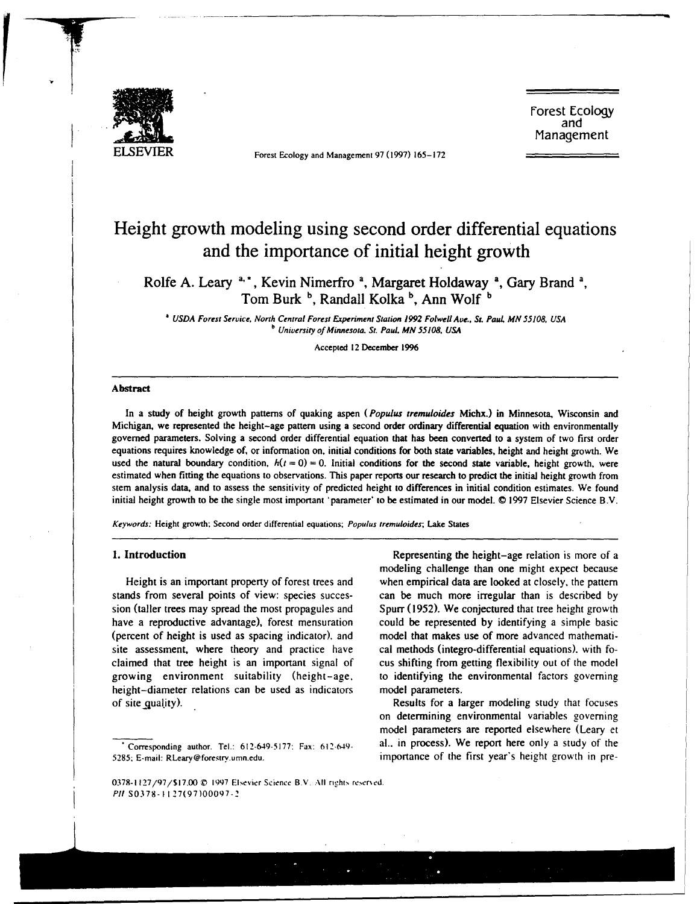# Height growth modeling using second order differential equations and the importance of initial height growth

Rolfe A. Leary [a,*], Kevin Nimerfro [a], Margaret Holdaway [a], Gary Brand [a], Tom Burk [b], Randall Kolka [b], Ann Wolf [b]

[a] *USDA Forest Service, North Central Forest Experiment Station 1992 Folwell Ave., St. Paul, MN 55108, USA*
[b] *University of Minnesota, St. Paul, MN 55108, USA*

Accepted 12 December 1996

## Abstract

In a study of height growth patterns of quaking aspen (*Populus tremuloides* Michx.) in Minnesota, Wisconsin and Michigan, we represented the height–age pattern using a second order ordinary differential equation with environmentally governed parameters. Solving a second order differential equation that has been converted to a system of two first order equations requires knowledge of, or information on, initial conditions for both state variables, height and height growth. We used the natural boundary condition, $h(t=0)=0$. Initial conditions for the second state variable, height growth, were estimated when fitting the equations to observations. This paper reports our research to predict the initial height growth from stem analysis data, and to assess the sensitivity of predicted height to differences in initial condition estimates. We found initial height growth to be the single most important 'parameter' to be estimated in our model. © 1997 Elsevier Science B.V.

*Keywords:* Height growth; Second order differential equations; *Populus tremuloides*; Lake States

## 1. Introduction

Height is an important property of forest trees and stands from several points of view: species succession (taller trees may spread the most propagules and have a reproductive advantage), forest mensuration (percent of height is used as spacing indicator), and site assessment, where theory and practice have claimed that tree height is an important signal of growing environment suitability (height-age, height–diameter relations can be used as indicators of site quality).

Representing the height–age relation is more of a modeling challenge than one might expect because when empirical data are looked at closely, the pattern can be much more irregular than is described by Spurr (1952). We conjectured that tree height growth could be represented by identifying a simple basic model that makes use of more advanced mathematical methods (integro-differential equations), with focus shifting from getting flexibility out of the model to identifying the environmental factors governing model parameters.

Results for a larger modeling study that focuses on determining environmental variables governing model parameters are reported elsewhere (Leary et al., in process). We report here only a study of the importance of the first year's height growth in pre-

* Corresponding author. Tel.: 612-649-5177; Fax: 612-649-5285; E-mail: RLeary@forestry.umn.edu.

0378-1127/97/$17.00 © 1997 Elsevier Science B.V. All rights reserved.
*PII* S0378-1127(97)00097-2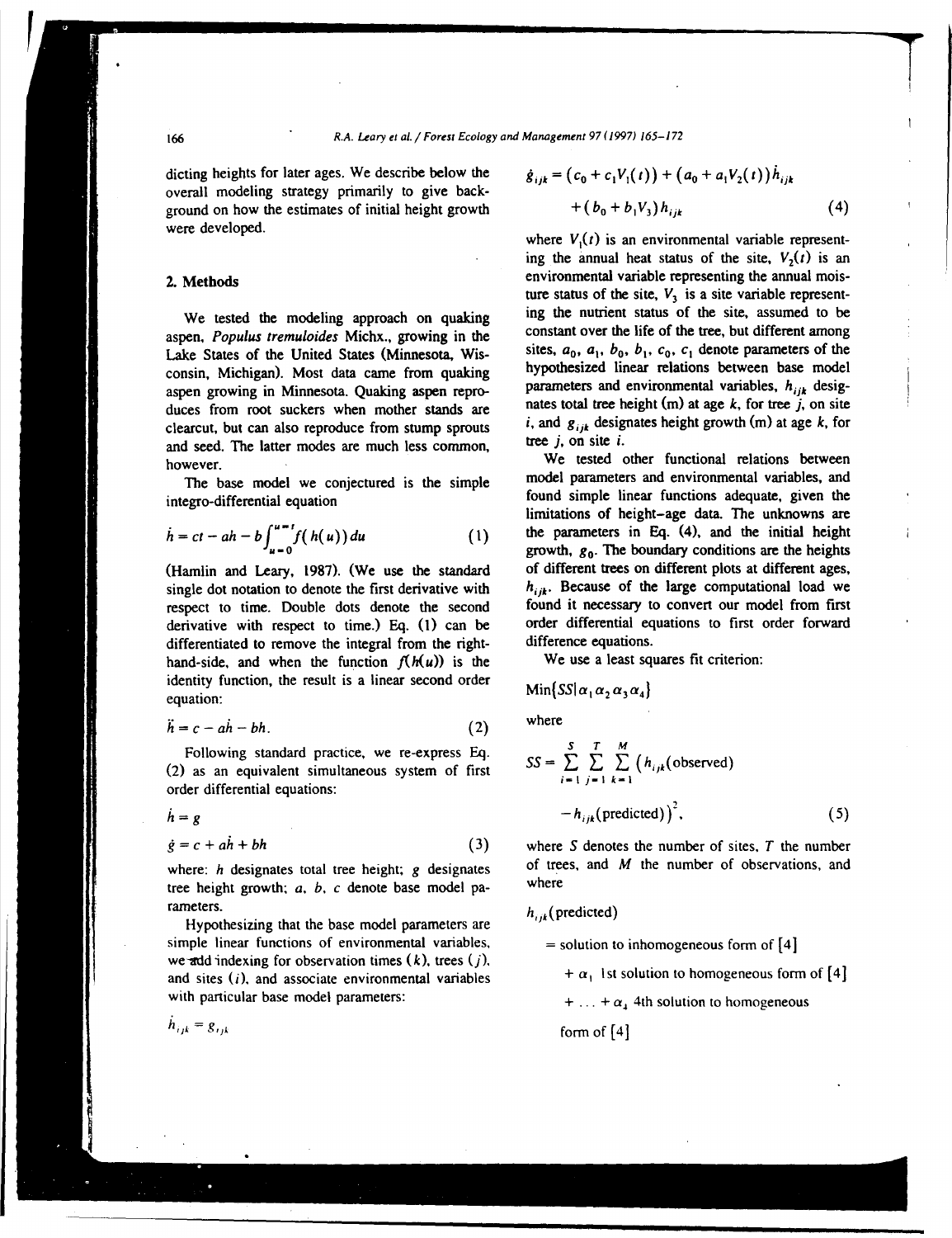dicting heights for later ages. We describe below the overall modeling strategy primarily to give background on how the estimates of initial height growth were developed.

## 2. Methods

We tested the modeling approach on quaking aspen, *Populus tremuloides* Michx., growing in the Lake States of the United States (Minnesota, Wisconsin, Michigan). Most data came from quaking aspen growing in Minnesota. Quaking aspen reproduces from root suckers when mother stands are clearcut, but can also reproduce from stump sprouts and seed. The latter modes are much less common, however.

The base model we conjectured is the simple integro-differential equation

$$\dot{h} = ct - ah - b\int_{u=0}^{u=t} f(h(u))\,du \tag{1}$$

(Hamlin and Leary, 1987). (We use the standard single dot notation to denote the first derivative with respect to time. Double dots denote the second derivative with respect to time.) Eq. (1) can be differentiated to remove the integral from the right-hand-side, and when the function $f(h(u))$ is the identity function, the result is a linear second order equation:

$$\ddot{h} = c - a\dot{h} - bh. \tag{2}$$

Following standard practice, we re-express Eq. (2) as an equivalent simultaneous system of first order differential equations:

$$\dot{h} = g$$

$$\dot{g} = c + a\dot{h} + bh \tag{3}$$

where: $h$ designates total tree height; $g$ designates tree height growth; $a$, $b$, $c$ denote base model parameters.

Hypothesizing that the base model parameters are simple linear functions of environmental variables, we add indexing for observation times ($k$), trees ($j$), and sites ($i$), and associate environmental variables with particular base model parameters:

$$\dot{h}_{ijk} = g_{ijk}$$

$$\dot{g}_{ijk} = (c_0 + c_1 V_1(t)) + (a_0 + a_1 V_2(t))\dot{h}_{ijk} + (b_0 + b_1 V_3)h_{ijk} \tag{4}$$

where $V_1(t)$ is an environmental variable representing the annual heat status of the site, $V_2(t)$ is an environmental variable representing the annual moisture status of the site, $V_3$ is a site variable representing the nutrient status of the site, assumed to be constant over the life of the tree, but different among sites, $a_0$, $a_1$, $b_0$, $b_1$, $c_0$, $c_1$ denote parameters of the hypothesized linear relations between base model parameters and environmental variables, $h_{ijk}$ designates total tree height (m) at age $k$, for tree $j$, on site $i$, and $g_{ijk}$ designates height growth (m) at age $k$, for tree $j$, on site $i$.

We tested other functional relations between model parameters and environmental variables, and found simple linear functions adequate, given the limitations of height–age data. The unknowns are the parameters in Eq. (4), and the initial height growth, $g_0$. The boundary conditions are the heights of different trees on different plots at different ages, $h_{ijk}$. Because of the large computational load we found it necessary to convert our model from first order differential equations to first order forward difference equations.

We use a least squares fit criterion:

$$\mathrm{Min}\{SS|\alpha_1\alpha_2\alpha_3\alpha_4\}$$

where

$$SS = \sum_{i=1}^{S}\sum_{j=1}^{T}\sum_{k=1}^{M}\left(h_{ijk}(\text{observed}) - h_{ijk}(\text{predicted})\right)^2, \tag{5}$$

where $S$ denotes the number of sites, $T$ the number of trees, and $M$ the number of observations, and where

$h_{ijk}$(predicted)

= solution to inhomogeneous form of [4]

+ $\alpha_1$ 1st solution to homogeneous form of [4]

+ ... + $\alpha_4$ 4th solution to homogeneous form of [4]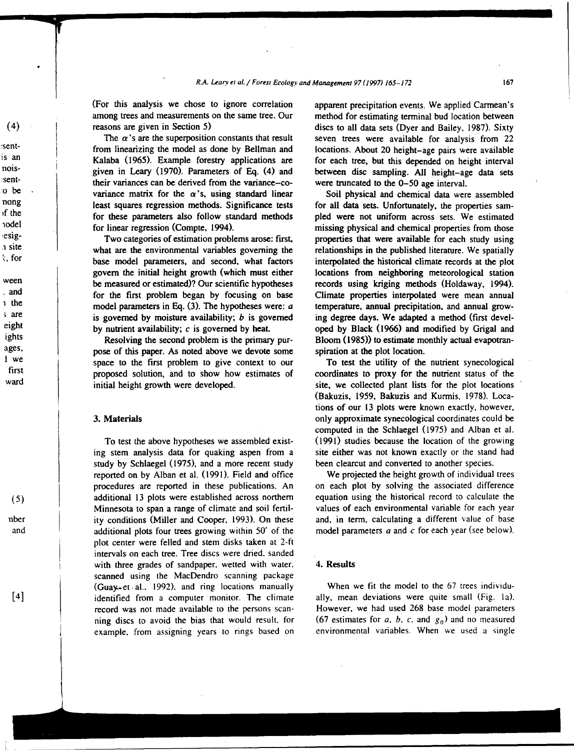(For this analysis we chose to ignore correlation among trees and measurements on the same tree. Our reasons are given in Section 5)

The $\alpha$'s are the superposition constants that result from linearizing the model as done by Bellman and Kalaba (1965). Example forestry applications are given in Leary (1970). Parameters of Eq. (4) and their variances can be derived from the variance–covariance matrix for the $\alpha$'s, using standard linear least squares regression methods. Significance tests for these parameters also follow standard methods for linear regression (Compte, 1994).

Two categories of estimation problems arose: first, what are the environmental variables governing the base model parameters, and second, what factors govern the initial height growth (which must either be measured or estimated)? Our scientific hypotheses for the first problem began by focusing on base model parameters in Eq. (3). The hypotheses were: $a$ is governed by moisture availability; $b$ is governed by nutrient availability; $c$ is governed by heat.

Resolving the second problem is the primary purpose of this paper. As noted above we devote some space to the first problem to give context to our proposed solution, and to show how estimates of initial height growth were developed.

## 3. Materials

To test the above hypotheses we assembled existing stem analysis data for quaking aspen from a study by Schlaegel (1975), and a more recent study reported on by Alban et al. (1991). Field and office procedures are reported in these publications. An additional 13 plots were established across northern Minnesota to span a range of climate and soil fertility conditions (Miller and Cooper, 1993). On these additional plots four trees growing within 50′ of the plot center were felled and stem disks taken at 2-ft intervals on each tree. Tree discs were dried, sanded with three grades of sandpaper, wetted with water, scanned using the MacDendro scanning package (Guay et al., 1992), and ring locations manually identified from a computer monitor. The climate record was not made available to the persons scanning discs to avoid the bias that would result, for example, from assigning years to rings based on apparent precipitation events. We applied Carmean's method for estimating terminal bud location between discs to all data sets (Dyer and Bailey, 1987). Sixty seven trees were available for analysis from 22 locations. About 20 height–age pairs were available for each tree, but this depended on height interval between disc sampling. All height–age data sets were truncated to the 0–50 age interval.

Soil physical and chemical data were assembled for all data sets. Unfortunately, the properties sampled were not uniform across sets. We estimated missing physical and chemical properties from those properties that were available for each study using relationships in the published literature. We spatially interpolated the historical climate records at the plot locations from neighboring meteorological station records using kriging methods (Holdaway, 1994). Climate properties interpolated were mean annual temperature, annual precipitation, and annual growing degree days. We adapted a method (first developed by Black (1966) and modified by Grigal and Bloom (1985)) to estimate monthly actual evapotranspiration at the plot location.

To test the utility of the nutrient synecological coordinates to proxy for the nutrient status of the site, we collected plant lists for the plot locations (Bakuzis, 1959, Bakuzis and Kurmis, 1978). Locations of our 13 plots were known exactly, however, only approximate synecological coordinates could be computed in the Schlaegel (1975) and Alban et al. (1991) studies because the location of the growing site either was not known exactly or the stand had been clearcut and converted to another species.

We projected the height growth of individual trees on each plot by solving the associated difference equation using the historical record to calculate the values of each environmental variable for each year and, in term, calculating a different value of base model parameters $a$ and $c$ for each year (see below).

## 4. Results

When we fit the model to the 67 trees individually, mean deviations were quite small (Fig. 1a). However, we had used 268 base model parameters (67 estimates for $a$, $b$, $c$, and $g_0$) and no measured environmental variables. When we used a single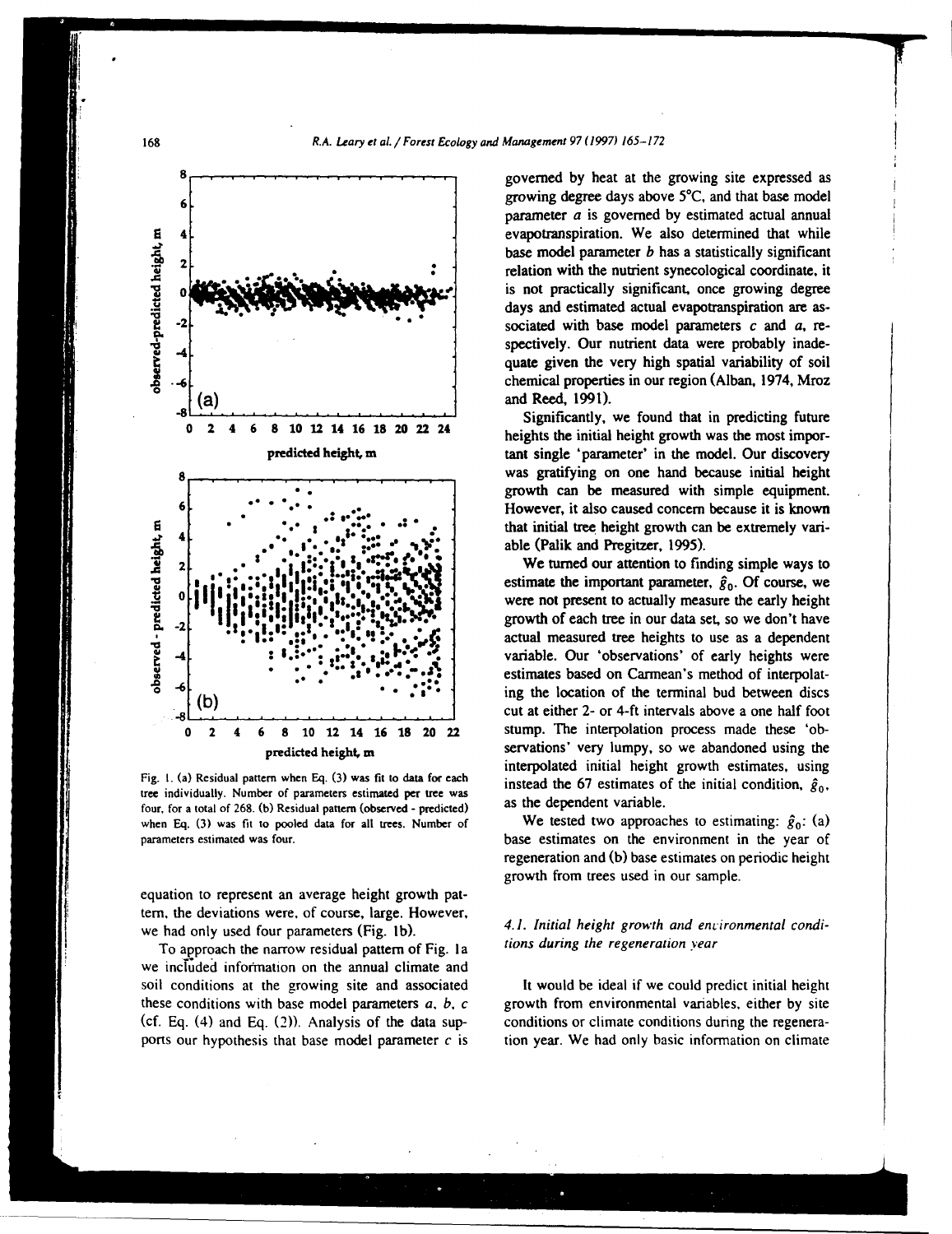8
6
4
2
0
-2
-4
-6
-8
(a)
observed-predicted height, m
0 2 4 6 8 10 12 14 16 18 20 22 24
predicted height, m

8
6
4
2
0
-2
-4
-6
-8
(b)
observed - predicted height, m
0 2 4 6 8 10 12 14 16 18 20 22
predicted height, m

Fig. 1. (a) Residual pattern when Eq. (3) was fit to data for each tree individually. Number of parameters estimated per tree was four, for a total of 268. (b) Residual pattern (observed - predicted) when Eq. (3) was fit to pooled data for all trees. Number of parameters estimated was four.

equation to represent an average height growth pattern, the deviations were, of course, large. However, we had only used four parameters (Fig. 1b).

To approach the narrow residual pattern of Fig. 1a we included information on the annual climate and soil conditions at the growing site and associated these conditions with base model parameters $a$, $b$, $c$ (cf. Eq. (4) and Eq. (2)). Analysis of the data supports our hypothesis that base model parameter $c$ is governed by heat at the growing site expressed as growing degree days above 5°C, and that base model parameter $a$ is governed by estimated actual annual evapotranspiration. We also determined that while base model parameter $b$ has a statistically significant relation with the nutrient synecological coordinate, it is not practically significant, once growing degree days and estimated actual evapotranspiration are associated with base model parameters $c$ and $a$, respectively. Our nutrient data were probably inadequate given the very high spatial variability of soil chemical properties in our region (Alban, 1974, Mroz and Reed, 1991).

Significantly, we found that in predicting future heights the initial height growth was the most important single 'parameter' in the model. Our discovery was gratifying on one hand because initial height growth can be measured with simple equipment. However, it also caused concern because it is known that initial tree height growth can be extremely variable (Palik and Pregitzer, 1995).

We turned our attention to finding simple ways to estimate the important parameter, $\hat{g}_0$. Of course, we were not present to actually measure the early height growth of each tree in our data set, so we don't have actual measured tree heights to use as a dependent variable. Our 'observations' of early heights were estimates based on Carmean's method of interpolating the location of the terminal bud between discs cut at either 2- or 4-ft intervals above a one half foot stump. The interpolation process made these 'observations' very lumpy, so we abandoned using the interpolated initial height growth estimates, using instead the 67 estimates of the initial condition, $\hat{g}_0$, as the dependent variable.

We tested two approaches to estimating: $\hat{g}_0$: (a) base estimates on the environment in the year of regeneration and (b) base estimates on periodic height growth from trees used in our sample.

### 4.1. Initial height growth and environmental conditions during the regeneration year

It would be ideal if we could predict initial height growth from environmental variables, either by site conditions or climate conditions during the regeneration year. We had only basic information on climate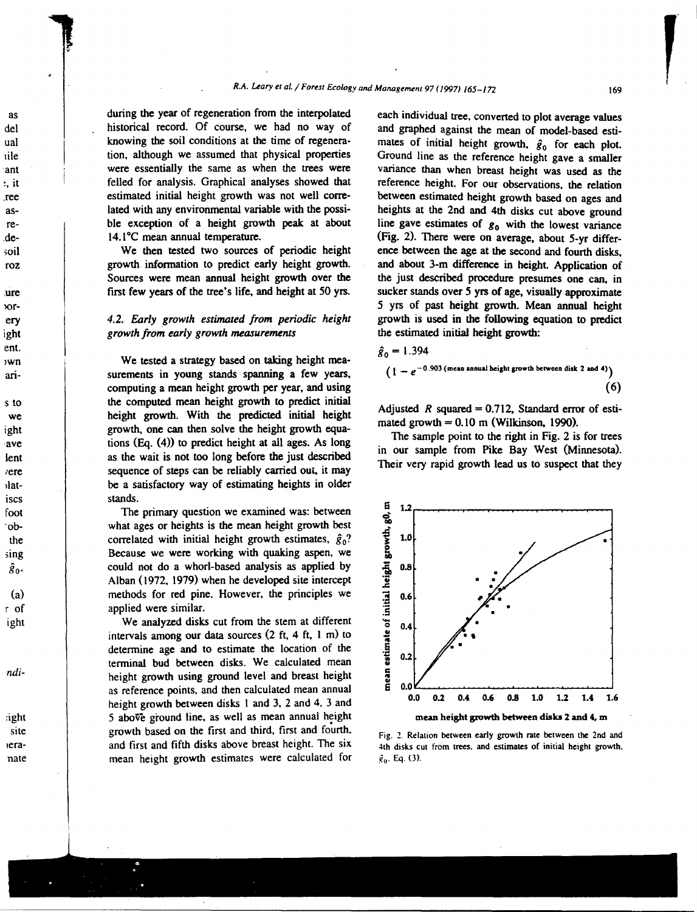during the year of regeneration from the interpolated historical record. Of course, we had no way of knowing the soil conditions at the time of regeneration, although we assumed that physical properties were essentially the same as when the trees were felled for analysis. Graphical analyses showed that estimated initial height growth was not well correlated with any environmental variable with the possible exception of a height growth peak at about 14.1°C mean annual temperature.

We then tested two sources of periodic height growth information to predict early height growth. Sources were mean annual height growth over the first few years of the tree's life, and height at 50 yrs.

### 4.2. Early growth estimated from periodic height growth from early growth measurements

We tested a strategy based on taking height measurements in young stands spanning a few years, computing a mean height growth per year, and using the computed mean height growth to predict initial height growth. With the predicted initial height growth, one can then solve the height growth equations (Eq. (4)) to predict height at all ages. As long as the wait is not too long before the just described sequence of steps can be reliably carried out, it may be a satisfactory way of estimating heights in older stands.

The primary question we examined was: between what ages or heights is the mean height growth best correlated with initial height growth estimates, $\hat{g}_0$? Because we were working with quaking aspen, we could not do a whorl-based analysis as applied by Alban (1972, 1979) when he developed site intercept methods for red pine. However, the principles we applied were similar.

We analyzed disks cut from the stem at different intervals among our data sources (2 ft, 4 ft, 1 m) to determine age and to estimate the location of the terminal bud between disks. We calculated mean height growth using ground level and breast height as reference points, and then calculated mean annual height growth between disks 1 and 3, 2 and 4, 3 and 5 above ground line, as well as mean annual height growth based on the first and third, first and fourth, and first and fifth disks above breast height. The six mean height growth estimates were calculated for each individual tree, converted to plot average values and graphed against the mean of model-based estimates of initial height growth, $\hat{g}_0$ for each plot. Ground line as the reference height gave a smaller variance than when breast height was used as the reference height. For our observations, the relation between estimated height growth based on ages and heights at the 2nd and 4th disks cut above ground line gave estimates of $g_0$ with the lowest variance (Fig. 2). There were on average, about 5-yr difference between the age at the second and fourth disks, and about 3-m difference in height. Application of the just described procedure presumes one can, in sucker stands over 5 yrs of age, visually approximate 5 yrs of past height growth. Mean annual height growth is used in the following equation to predict the estimated initial height growth:

$$\hat{g}_0 = 1.394\left(1 - e^{-0.903\,(\text{mean annual height growth between disk 2 and 4})}\right) \quad (6)$$

Adjusted $R$ squared = 0.712, Standard error of estimated growth = 0.10 m (Wilkinson, 1990).

The sample point to the right in Fig. 2 is for trees in our sample from Pike Bay West (Minnesota). Their very rapid growth lead us to suspect that they

mean estimate of initial height growth, g0, m
1.2
1.0
0.8
0.6
0.4
0.2
0.0
0.0 0.2 0.4 0.6 0.8 1.0 1.2 1.4 1.6
mean height growth between disks 2 and 4, m

Fig. 2. Relation between early growth rate between the 2nd and 4th disks cut from trees, and estimates of initial height growth, $\hat{g}_0$. Eq. (3).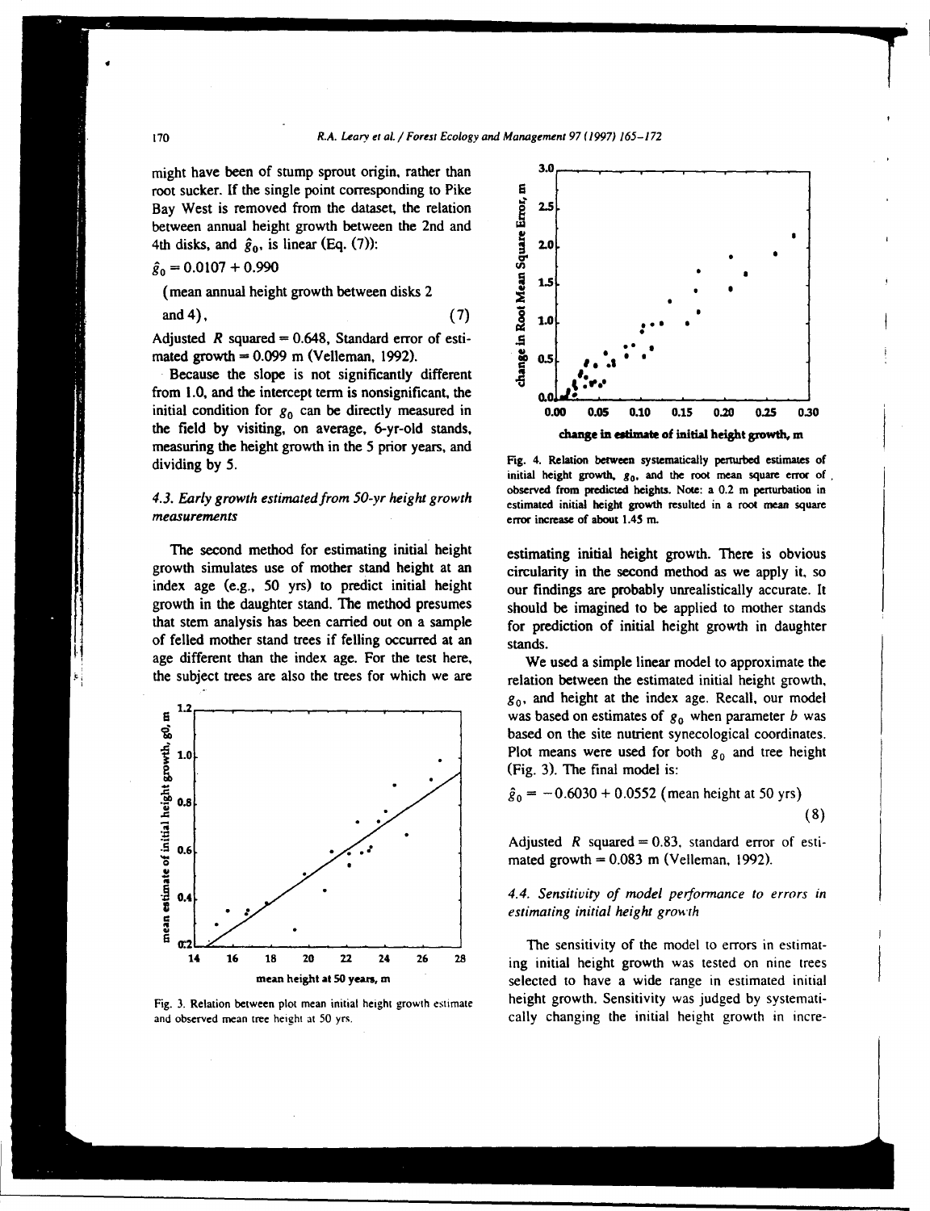might have been of stump sprout origin, rather than root sucker. If the single point corresponding to Pike Bay West is removed from the dataset, the relation between annual height growth between the 2nd and 4th disks, and $\hat{g}_0$, is linear (Eq. (7)):

$$\hat{g}_0 = 0.0107 + 0.990$$

(mean annual height growth between disks 2 and 4), (7)

Adjusted $R$ squared = 0.648, Standard error of estimated growth = 0.099 m (Velleman, 1992).

Because the slope is not significantly different from 1.0, and the intercept term is nonsignificant, the initial condition for $g_0$ can be directly measured in the field by visiting, on average, 6-yr-old stands, measuring the height growth in the 5 prior years, and dividing by 5.

### 4.3. Early growth estimated from 50-yr height growth measurements

The second method for estimating initial height growth simulates use of mother stand height at an index age (e.g., 50 yrs) to predict initial height growth in the daughter stand. The method presumes that stem analysis has been carried out on a sample of felled mother stand trees if felling occurred at an age different than the index age. For the test here, the subject trees are also the trees for which we are

mean estimate of initial height growth, g0, m

1.2
1.0
0.8
0.6
0.4
0.2

14 16 18 20 22 24 26 28

mean height at 50 years, m

Fig. 3. Relation between plot mean initial height growth estimate and observed mean tree height at 50 yrs.

change in Root Mean Square Error, m

3.0
2.5
2.0
1.5
1.0
0.5
0.0

0.00 0.05 0.10 0.15 0.20 0.25 0.30

change in estimate of initial height growth, m

Fig. 4. Relation between systematically perturbed estimates of initial height growth, $g_0$, and the root mean square error of observed from predicted heights. Note: a 0.2 m perturbation in estimated initial height growth resulted in a root mean square error increase of about 1.45 m.

estimating initial height growth. There is obvious circularity in the second method as we apply it, so our findings are probably unrealistically accurate. It should be imagined to be applied to mother stands for prediction of initial height growth in daughter stands.

We used a simple linear model to approximate the relation between the estimated initial height growth, $g_0$, and height at the index age. Recall, our model was based on estimates of $g_0$ when parameter $b$ was based on the site nutrient synecological coordinates. Plot means were used for both $g_0$ and tree height (Fig. 3). The final model is:

$$\hat{g}_0 = -0.6030 + 0.0552\ (\text{mean height at 50 yrs}) \quad (8)$$

Adjusted $R$ squared = 0.83, standard error of estimated growth = 0.083 m (Velleman, 1992).

### 4.4. Sensitivity of model performance to errors in estimating initial height growth

The sensitivity of the model to errors in estimating initial height growth was tested on nine trees selected to have a wide range in estimated initial height growth. Sensitivity was judged by systematically changing the initial height growth in incre-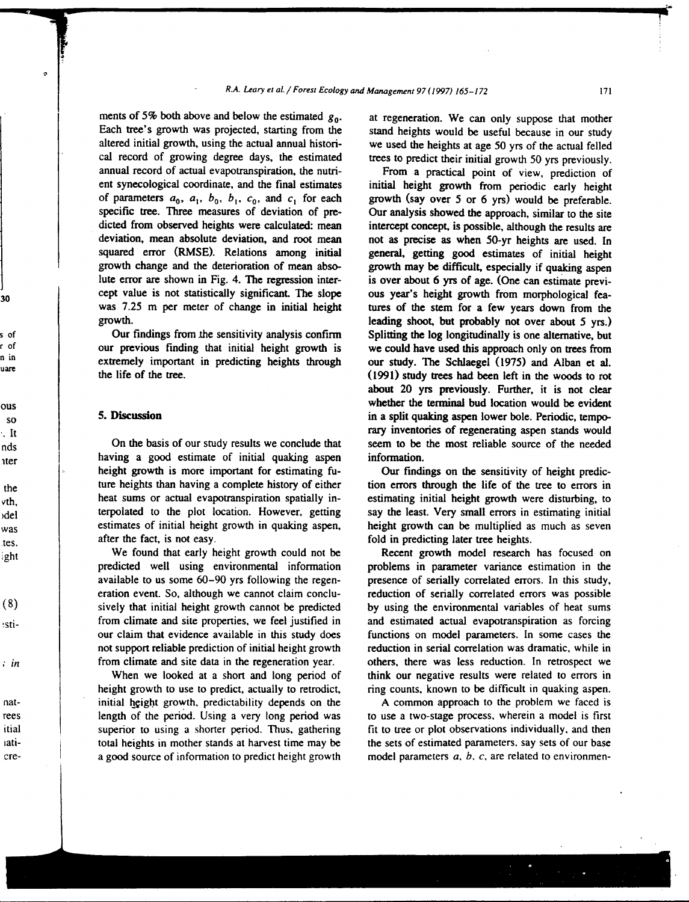ments of 5% both above and below the estimated $g_0$. Each tree's growth was projected, starting from the altered initial growth, using the actual annual historical record of growing degree days, the estimated annual record of actual evapotranspiration, the nutrient synecological coordinate, and the final estimates of parameters $a_0$, $a_1$, $b_0$, $b_1$, $c_0$, and $c_1$ for each specific tree. Three measures of deviation of predicted from observed heights were calculated: mean deviation, mean absolute deviation, and root mean squared error (RMSE). Relations among initial growth change and the deterioration of mean absolute error are shown in Fig. 4. The regression intercept value is not statistically significant. The slope was 7.25 m per meter of change in initial height growth.

Our findings from the sensitivity analysis confirm our previous finding that initial height growth is extremely important in predicting heights through the life of the tree.

## 5. Discussion

On the basis of our study results we conclude that having a good estimate of initial quaking aspen height growth is more important for estimating future heights than having a complete history of either heat sums or actual evapotranspiration spatially interpolated to the plot location. However, getting estimates of initial height growth in quaking aspen, after the fact, is not easy.

We found that early height growth could not be predicted well using environmental information available to us some 60–90 yrs following the regeneration event. So, although we cannot claim conclusively that initial height growth cannot be predicted from climate and site properties, we feel justified in our claim that evidence available in this study does not support reliable prediction of initial height growth from climate and site data in the regeneration year.

When we looked at a short and long period of height growth to use to predict, actually to retrodict, initial height growth, predictability depends on the length of the period. Using a very long period was superior to using a shorter period. Thus, gathering total heights in mother stands at harvest time may be a good source of information to predict height growth at regeneration. We can only suppose that mother stand heights would be useful because in our study we used the heights at age 50 yrs of the actual felled trees to predict their initial growth 50 yrs previously.

From a practical point of view, prediction of initial height growth from periodic early height growth (say over 5 or 6 yrs) would be preferable. Our analysis showed the approach, similar to the site intercept concept, is possible, although the results are not as precise as when 50-yr heights are used. In general, getting good estimates of initial height growth may be difficult, especially if quaking aspen is over about 6 yrs of age. (One can estimate previous year's height growth from morphological features of the stem for a few years down from the leading shoot, but probably not over about 5 yrs.) Splitting the log longitudinally is one alternative, but we could have used this approach only on trees from our study. The Schlaegel (1975) and Alban et al. (1991) study trees had been left in the woods to rot about 20 yrs previously. Further, it is not clear whether the terminal bud location would be evident in a split quaking aspen lower bole. Periodic, temporary inventories of regenerating aspen stands would seem to be the most reliable source of the needed information.

Our findings on the sensitivity of height prediction errors through the life of the tree to errors in estimating initial height growth were disturbing, to say the least. Very small errors in estimating initial height growth can be multiplied as much as seven fold in predicting later tree heights.

Recent growth model research has focused on problems in parameter variance estimation in the presence of serially correlated errors. In this study, reduction of serially correlated errors was possible by using the environmental variables of heat sums and estimated actual evapotranspiration as forcing functions on model parameters. In some cases the reduction in serial correlation was dramatic, while in others, there was less reduction. In retrospect we think our negative results were related to errors in ring counts, known to be difficult in quaking aspen.

A common approach to the problem we faced is to use a two-stage process, wherein a model is first fit to tree or plot observations individually, and then the sets of estimated parameters, say sets of our base model parameters $a$, $b$, $c$, are related to environmen-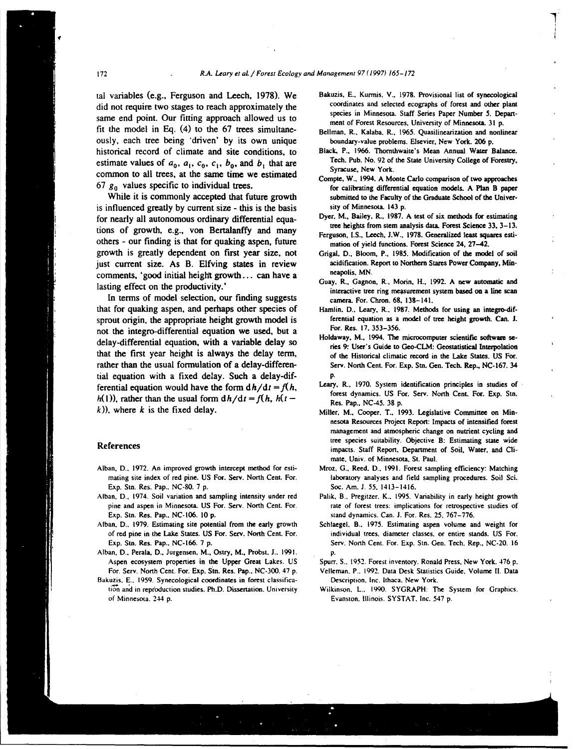tal variables (e.g., Ferguson and Leech, 1978). We did not require two stages to reach approximately the same end point. Our fitting approach allowed us to fit the model in Eq. (4) to the 67 trees simultaneously, each tree being 'driven' by its own unique historical record of climate and site conditions, to estimate values of $a_0$, $a_1$, $c_0$, $c_1$, $b_0$, and $b_1$ that are common to all trees, at the same time we estimated 67 $g_0$ values specific to individual trees.

While it is commonly accepted that future growth is influenced greatly by current size - this is the basis for nearly all autonomous ordinary differential equations of growth, e.g., von Bertalanffy and many others - our finding is that for quaking aspen, future growth is greatly dependent on first year size, not just current size. As B. Elfving states in review comments, 'good initial height growth... can have a lasting effect on the productivity.'

In terms of model selection, our finding suggests that for quaking aspen, and perhaps other species of sprout origin, the appropriate height growth model is not the integro-differential equation we used, but a delay-differential equation, with a variable delay so that the first year height is always the delay term, rather than the usual formulation of a delay-differential equation with a fixed delay. Such a delay-differential equation would have the form $dh/dt = f(h, h(1))$, rather than the usual form $dh/dt = f(h, h(t-k))$, where $k$ is the fixed delay.

## References

Alban, D., 1972. An improved growth intercept method for estimating site index of red pine. US For. Serv. North Cent. For. Exp. Stn. Res. Pap., NC-80. 7 p.

Alban, D., 1974. Soil variation and sampling intensity under red pine and aspen in Minnesota. US For. Serv. North Cent. For. Exp. Stn. Res. Pap., NC-106. 10 p.

Alban, D., 1979. Estimating site potential from the early growth of red pine in the Lake States. US For. Serv. North Cent. For. Exp. Stn. Res. Pap., NC-166. 7 p.

Alban, D., Perala, D., Jurgensen, M., Ostry, M., Probst, J., 1991. Aspen ecosystem properties in the Upper Great Lakes. US For. Serv. North Cent. For. Exp. Stn. Res. Pap., NC-300. 47 p.

Bakuzis, E., 1959. Synecological coordinates in forest classification and in reproduction studies. Ph.D. Dissertation. University of Minnesota. 244 p.

Bakuzis, E., Kurmis, V., 1978. Provisional list of synecological coordinates and selected ecographs of forest and other plant species in Minnesota. Staff Series Paper Number 5. Department of Forest Resources, University of Minnesota. 31 p.

Bellman, R., Kalaba, R., 1965. Quasilinearization and nonlinear boundary-value problems. Elsevier, New York. 206 p.

Black, P., 1966. Thornthwaite's Mean Annual Water Balance. Tech. Pub. No. 92 of the State University College of Forestry, Syracuse, New York.

Compte, W., 1994. A Monte Carlo comparison of two approaches for calibrating differential equation models. A Plan B paper submitted to the Faculty of the Graduate School of the University of Minnesota. 143 p.

Dyer, M., Bailey, R., 1987. A test of six methods for estimating tree heights from stem analysis data. Forest Science 33, 3–13.

Ferguson, I.S., Leech, J.W., 1978. Generalized least squares estimation of yield functions. Forest Science 24, 27–42.

Grigal, D., Bloom, P., 1985. Modification of the model of soil acidification. Report to Northern States Power Company, Minneapolis, MN.

Guay, R., Gagnon, R., Morin, H., 1992. A new automatic and interactive tree ring measurement system based on a line scan camera. For. Chron. 68, 138–141.

Hamlin, D., Leary, R., 1987. Methods for using an integro-differential equation as a model of tree height growth. Can. J. For. Res. 17, 353–356.

Holdaway, M., 1994. The microcomputer scientific software series 9: User's Guide to Geo-CLM: Geostatistical Interpolation of the Historical climatic record in the Lake States. US For. Serv. North Cent. For. Exp. Stn. Gen. Tech. Rep., NC-167. 34 p.

Leary, R., 1970. System identification principles in studies of forest dynamics. US For. Serv. North Cent. For. Exp. Stn. Res. Pap., NC-45. 38 p.

Miller, M., Cooper, T., 1993. Legislative Committee on Minnesota Resources Project Report: Impacts of intensified forest management and atmospheric change on nutrient cycling and tree species suitability. Objective B: Estimating state wide impacts. Staff Report, Department of Soil, Water, and Climate, Univ. of Minnesota, St. Paul.

Mroz, G., Reed, D., 1991. Forest sampling efficiency: Matching laboratory analyses and field sampling procedures. Soil Sci. Soc. Am. J. 55, 1413–1416.

Palik, B., Pregitzer, K., 1995. Variability in early height growth rate of forest trees: implications for retrospective studies of stand dynamics. Can. J. For. Res. 25, 767–776.

Schlaegel, B., 1975. Estimating aspen volume and weight for individual trees, diameter classes, or entire stands. US For. Serv. North Cent. For. Exp. Stn. Gen. Tech. Rep., NC-20. 16 p.

Spurr, S., 1952. Forest inventory. Ronald Press, New York. 476 p.

Velleman, P., 1992. Data Desk Statistics Guide. Volume II. Data Description, Inc. Ithaca, New York.

Wilkinson, L., 1990. SYGRAPH: The System for Graphics. Evanston, Illinois. SYSTAT, Inc. 547 p.